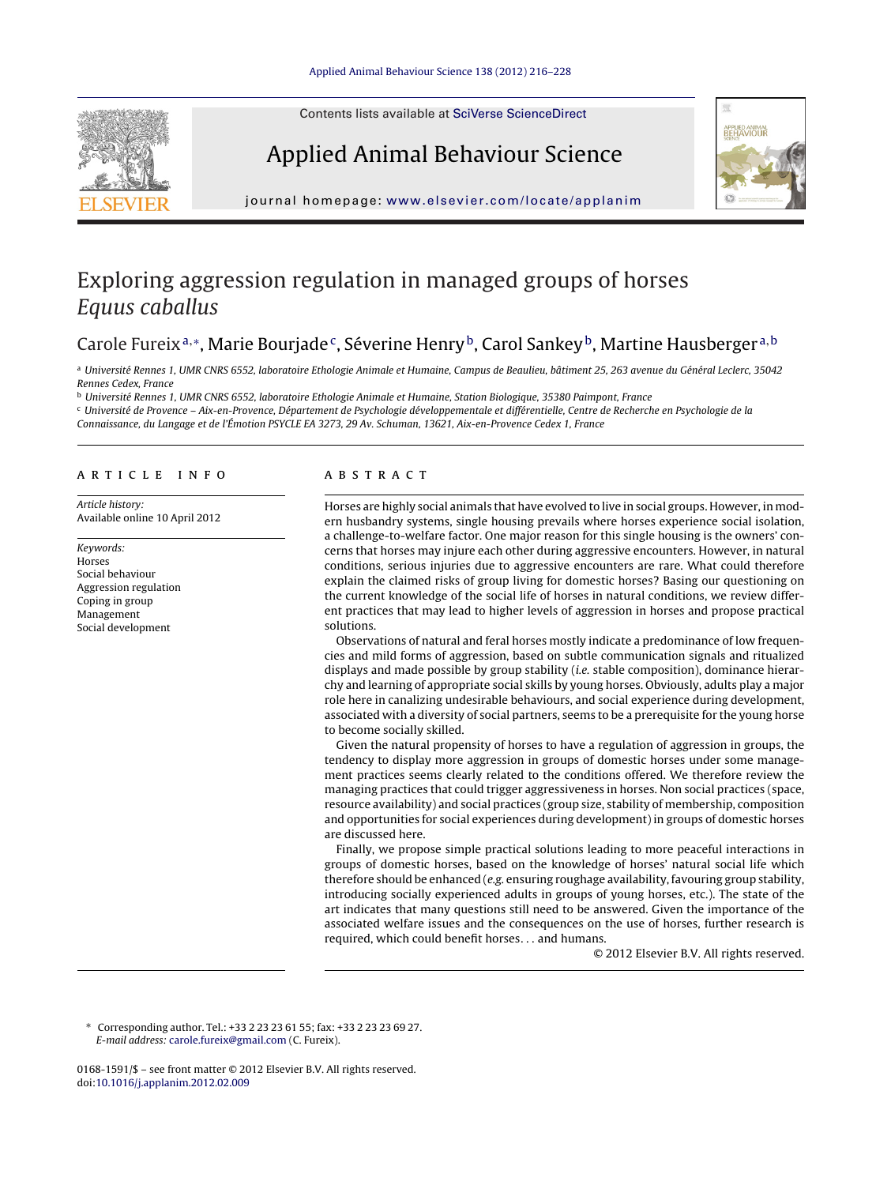# Exploring aggression regulation in managed groups of horses *Equus caballus*

Carole Fureix[a,*], Marie Bourjade[c], Séverine Henry[b], Carol Sankey[b], Martine Hausberger[a,b]

[a] Université Rennes 1, UMR CNRS 6552, laboratoire Ethologie Animale et Humaine, Campus de Beaulieu, bâtiment 25, 263 avenue du Général Leclerc, 35042 Rennes Cedex, France

[b] Université Rennes 1, UMR CNRS 6552, laboratoire Ethologie Animale et Humaine, Station Biologique, 35380 Paimpont, France

[c] Université de Provence – Aix-en-Provence, Département de Psychologie développementale et différentielle, Centre de Recherche en Psychologie de la Connaissance, du Langage et de l'Émotion PSYCLE EA 3273, 29 Av. Schuman, 13621, Aix-en-Provence Cedex 1, France

## ARTICLE INFO

*Article history:*
Available online 10 April 2012

*Keywords:*
Horses
Social behaviour
Aggression regulation
Coping in group
Management
Social development

## ABSTRACT

Horses are highly social animals that have evolved to live in social groups. However, in modern husbandry systems, single housing prevails where horses experience social isolation, a challenge-to-welfare factor. One major reason for this single housing is the owners' concerns that horses may injure each other during aggressive encounters. However, in natural conditions, serious injuries due to aggressive encounters are rare. What could therefore explain the claimed risks of group living for domestic horses? Basing our questioning on the current knowledge of the social life of horses in natural conditions, we review different practices that may lead to higher levels of aggression in horses and propose practical solutions.

Observations of natural and feral horses mostly indicate a predominance of low frequencies and mild forms of aggression, based on subtle communication signals and ritualized displays and made possible by group stability (*i.e.* stable composition), dominance hierarchy and learning of appropriate social skills by young horses. Obviously, adults play a major role here in canalizing undesirable behaviours, and social experience during development, associated with a diversity of social partners, seems to be a prerequisite for the young horse to become socially skilled.

Given the natural propensity of horses to have a regulation of aggression in groups, the tendency to display more aggression in groups of domestic horses under some management practices seems clearly related to the conditions offered. We therefore review the managing practices that could trigger aggressiveness in horses. Non social practices (space, resource availability) and social practices (group size, stability of membership, composition and opportunities for social experiences during development) in groups of domestic horses are discussed here.

Finally, we propose simple practical solutions leading to more peaceful interactions in groups of domestic horses, based on the knowledge of horses' natural social life which therefore should be enhanced (*e.g.* ensuring roughage availability, favouring group stability, introducing socially experienced adults in groups of young horses, etc.). The state of the art indicates that many questions still need to be answered. Given the importance of the associated welfare issues and the consequences on the use of horses, further research is required, which could benefit horses. . . and humans.

© 2012 Elsevier B.V. All rights reserved.

---

* Corresponding author. Tel.: +33 2 23 23 61 55; fax: +33 2 23 23 69 27.
*E-mail address:* carole.fureix@gmail.com (C. Fureix).

0168-1591/$ – see front matter © 2012 Elsevier B.V. All rights reserved.
doi:10.1016/j.applanim.2012.02.009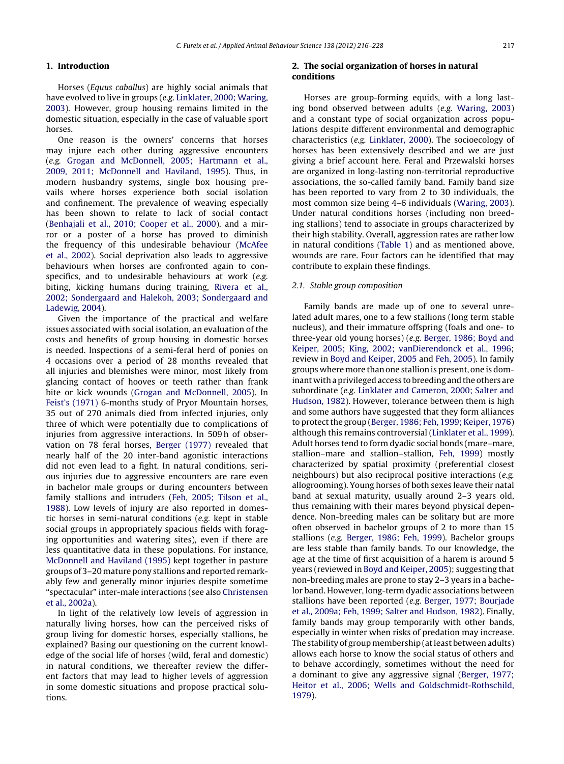## 1. Introduction

Horses (*Equus caballus*) are highly social animals that have evolved to live in groups (*e.g.* Linklater, 2000; Waring, 2003). However, group housing remains limited in the domestic situation, especially in the case of valuable sport horses.

One reason is the owners' concerns that horses may injure each other during aggressive encounters (*e.g.* Grogan and McDonnell, 2005; Hartmann et al., 2009, 2011; McDonnell and Haviland, 1995). Thus, in modern husbandry systems, single box housing prevails where horses experience both social isolation and confinement. The prevalence of weaving especially has been shown to relate to lack of social contact (Benhajali et al., 2010; Cooper et al., 2000), and a mirror or a poster of a horse has proved to diminish the frequency of this undesirable behaviour (McAfee et al., 2002). Social deprivation also leads to aggressive behaviours when horses are confronted again to conspecifics, and to undesirable behaviours at work (*e.g.* biting, kicking humans during training, Rivera et al., 2002; Sondergaard and Halekoh, 2003; Sondergaard and Ladewig, 2004).

Given the importance of the practical and welfare issues associated with social isolation, an evaluation of the costs and benefits of group housing in domestic horses is needed. Inspections of a semi-feral herd of ponies on 4 occasions over a period of 28 months revealed that all injuries and blemishes were minor, most likely from glancing contact of hooves or teeth rather than frank bite or kick wounds (Grogan and McDonnell, 2005). In Feist's (1971) 6-months study of Pryor Mountain horses, 35 out of 270 animals died from infected injuries, only three of which were potentially due to complications of injuries from aggressive interactions. In 509 h of observation on 78 feral horses, Berger (1977) revealed that nearly half of the 20 inter-band agonistic interactions did not even lead to a fight. In natural conditions, serious injuries due to aggressive encounters are rare even in bachelor male groups or during encounters between family stallions and intruders (Feh, 2005; Tilson et al., 1988). Low levels of injury are also reported in domestic horses in semi-natural conditions (*e.g.* kept in stable social groups in appropriately spacious fields with foraging opportunities and watering sites), even if there are less quantitative data in these populations. For instance, McDonnell and Haviland (1995) kept together in pasture groups of 3–20 mature pony stallions and reported remarkably few and generally minor injuries despite sometime "spectacular" inter-male interactions (see also Christensen et al., 2002a).

In light of the relatively low levels of aggression in naturally living horses, how can the perceived risks of group living for domestic horses, especially stallions, be explained? Basing our questioning on the current knowledge of the social life of horses (wild, feral and domestic) in natural conditions, we thereafter review the different factors that may lead to higher levels of aggression in some domestic situations and propose practical solutions.

## 2. The social organization of horses in natural conditions

Horses are group-forming equids, with a long lasting bond observed between adults (*e.g.* Waring, 2003) and a constant type of social organization across populations despite different environmental and demographic characteristics (*e.g.* Linklater, 2000). The socioecology of horses has been extensively described and we are just giving a brief account here. Feral and Przewalski horses are organized in long-lasting non-territorial reproductive associations, the so-called family band. Family band size has been reported to vary from 2 to 30 individuals, the most common size being 4–6 individuals (Waring, 2003). Under natural conditions horses (including non breeding stallions) tend to associate in groups characterized by their high stability. Overall, aggression rates are rather low in natural conditions (Table 1) and as mentioned above, wounds are rare. Four factors can be identified that may contribute to explain these findings.

### 2.1. Stable group composition

Family bands are made up of one to several unrelated adult mares, one to a few stallions (long term stable nucleus), and their immature offspring (foals and one- to three-year old young horses) (*e.g.* Berger, 1986; Boyd and Keiper, 2005; King, 2002; vanDierendonck et al., 1996; review in Boyd and Keiper, 2005 and Feh, 2005). In family groups where more than one stallion is present, one is dominant with a privileged access to breeding and the others are subordinate (*e.g.* Linklater and Cameron, 2000; Salter and Hudson, 1982). However, tolerance between them is high and some authors have suggested that they form alliances to protect the group (Berger, 1986; Feh, 1999; Keiper, 1976) although this remains controversial (Linklater et al., 1999). Adult horses tend to form dyadic social bonds (mare–mare, stallion–mare and stallion–stallion, Feh, 1999) mostly characterized by spatial proximity (preferential closest neighbours) but also reciprocal positive interactions (*e.g.* allogrooming). Young horses of both sexes leave their natal band at sexual maturity, usually around 2–3 years old, thus remaining with their mares beyond physical dependence. Non-breeding males can be solitary but are more often observed in bachelor groups of 2 to more than 15 stallions (*e.g.* Berger, 1986; Feh, 1999). Bachelor groups are less stable than family bands. To our knowledge, the age at the time of first acquisition of a harem is around 5 years (reviewed in Boyd and Keiper, 2005); suggesting that non-breeding males are prone to stay 2–3 years in a bachelor band. However, long-term dyadic associations between stallions have been reported (*e.g.* Berger, 1977; Bourjade et al., 2009a; Feh, 1999; Salter and Hudson, 1982). Finally, family bands may group temporarily with other bands, especially in winter when risks of predation may increase. The stability of group membership (at least between adults) allows each horse to know the social status of others and to behave accordingly, sometimes without the need for a dominant to give any aggressive signal (Berger, 1977; Heitor et al., 2006; Wells and Goldschmidt-Rothschild, 1979).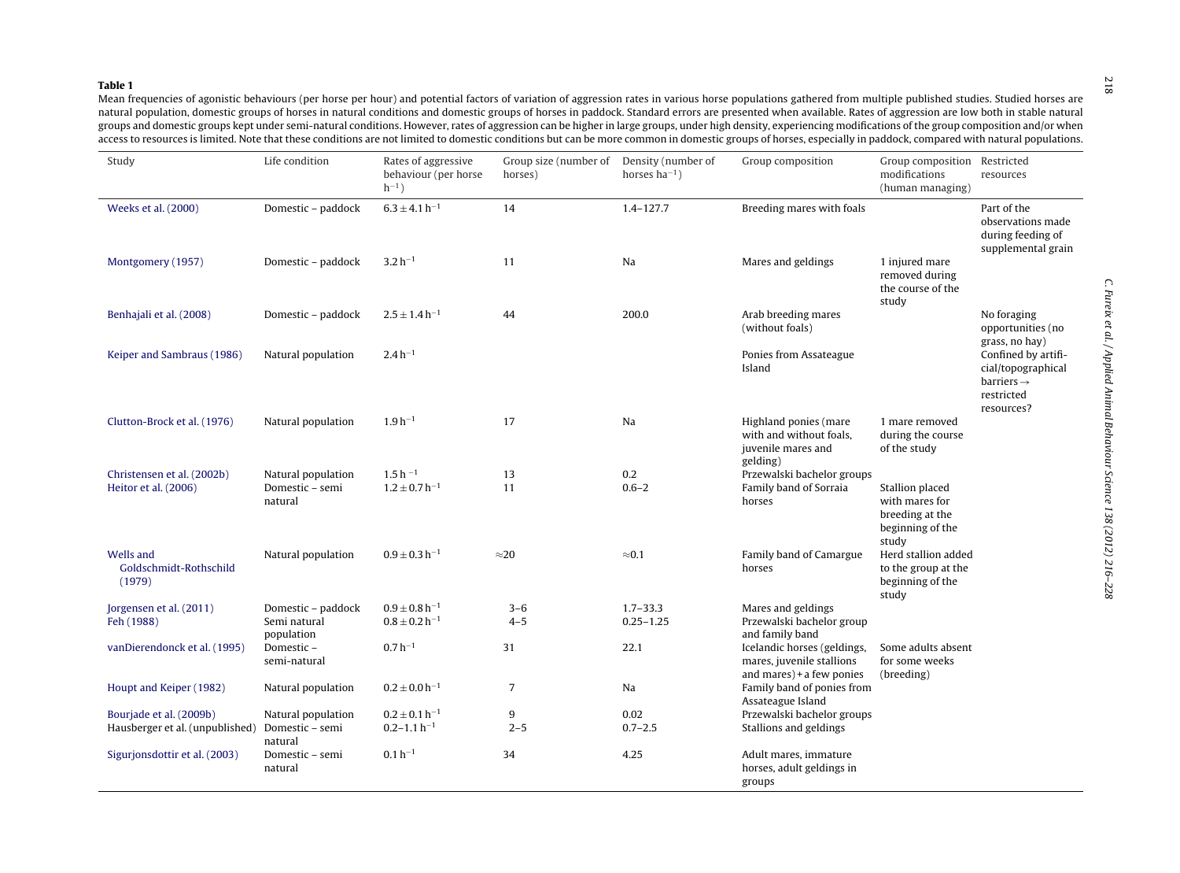**Table 1**

Mean frequencies of agonistic behaviours (per horse per hour) and potential factors of variation of aggression rates in various horse populations gathered from multiple published studies. Studied horses are natural population, domestic groups of horses in natural conditions and domestic groups of horses in paddock. Standard errors are presented when available. Rates of aggression are low both in stable natural groups and domestic groups kept under semi-natural conditions. However, rates of aggression can be higher in large groups, under high density, experiencing modifications of the group composition and/or when access to resources is limited. Note that these conditions are not limited to domestic conditions but can be more common in domestic groups of horses, especially in paddock, compared with natural populations.

| Study | Life condition | Rates of aggressive behaviour (per horse $h^{-1}$) | Group size (number of horses) | Density (number of horses $ha^{-1}$) | Group composition | Group composition modifications (human managing) | Restricted resources |
|---|---|---|---|---|---|---|---|
| Weeks et al. (2000) | Domestic – paddock | $6.3 \pm 4.1\,h^{-1}$ | 14 | 1.4–127.7 | Breeding mares with foals | | Part of the observations made during feeding of supplemental grain |
| Montgomery (1957) | Domestic – paddock | $3.2\,h^{-1}$ | 11 | Na | Mares and geldings | 1 injured mare removed during the course of the study | |
| Benhajali et al. (2008) | Domestic – paddock | $2.5 \pm 1.4\,h^{-1}$ | 44 | 200.0 | Arab breeding mares (without foals) | | No foraging opportunities (no grass, no hay) |
| Keiper and Sambraus (1986) | Natural population | $2.4\,h^{-1}$ | | | Ponies from Assateague Island | | Confined by artificial/topographical barriers → restricted resources? |
| Clutton-Brock et al. (1976) | Natural population | $1.9\,h^{-1}$ | 17 | Na | Highland ponies (mare with and without foals, juvenile mares and gelding) | 1 mare removed during the course of the study | |
| Christensen et al. (2002b) | Natural population | $1.5\,h^{-1}$ | 13 | 0.2 | Przewalski bachelor groups | | |
| Heitor et al. (2006) | Domestic – semi natural | $1.2 \pm 0.7\,h^{-1}$ | 11 | 0.6–2 | Family band of Sorraia horses | Stallion placed with mares for breeding at the beginning of the study | |
| Wells and Goldschmidt-Rothschild (1979) | Natural population | $0.9 \pm 0.3\,h^{-1}$ | ≈20 | ≈0.1 | Family band of Camargue horses | Herd stallion added to the group at the beginning of the study | |
| Jorgensen et al. (2011) | Domestic – paddock | $0.9 \pm 0.8\,h^{-1}$ | 3–6 | 1.7–33.3 | Mares and geldings | | |
| Feh (1988) | Semi natural population | $0.8 \pm 0.2\,h^{-1}$ | 4–5 | 0.25–1.25 | Przewalski bachelor group and family band | | |
| vanDierendonck et al. (1995) | Domestic – semi-natural | $0.7\,h^{-1}$ | 31 | 22.1 | Icelandic horses (geldings, mares, juvenile stallions and mares) + a few ponies | Some adults absent for some weeks (breeding) | |
| Houpt and Keiper (1982) | Natural population | $0.2 \pm 0.0\,h^{-1}$ | 7 | Na | Family band of ponies from Assateague Island | | |
| Bourjade et al. (2009b) | Natural population | $0.2 \pm 0.1\,h^{-1}$ | 9 | 0.02 | Przewalski bachelor groups | | |
| Hausberger et al. (unpublished) | Domestic – semi natural | $0.2\text{–}1.1\,h^{-1}$ | 2–5 | 0.7–2.5 | Stallions and geldings | | |
| Sigurjonsdottir et al. (2003) | Domestic – semi natural | $0.1\,h^{-1}$ | 34 | 4.25 | Adult mares, immature horses, adult geldings in groups | | |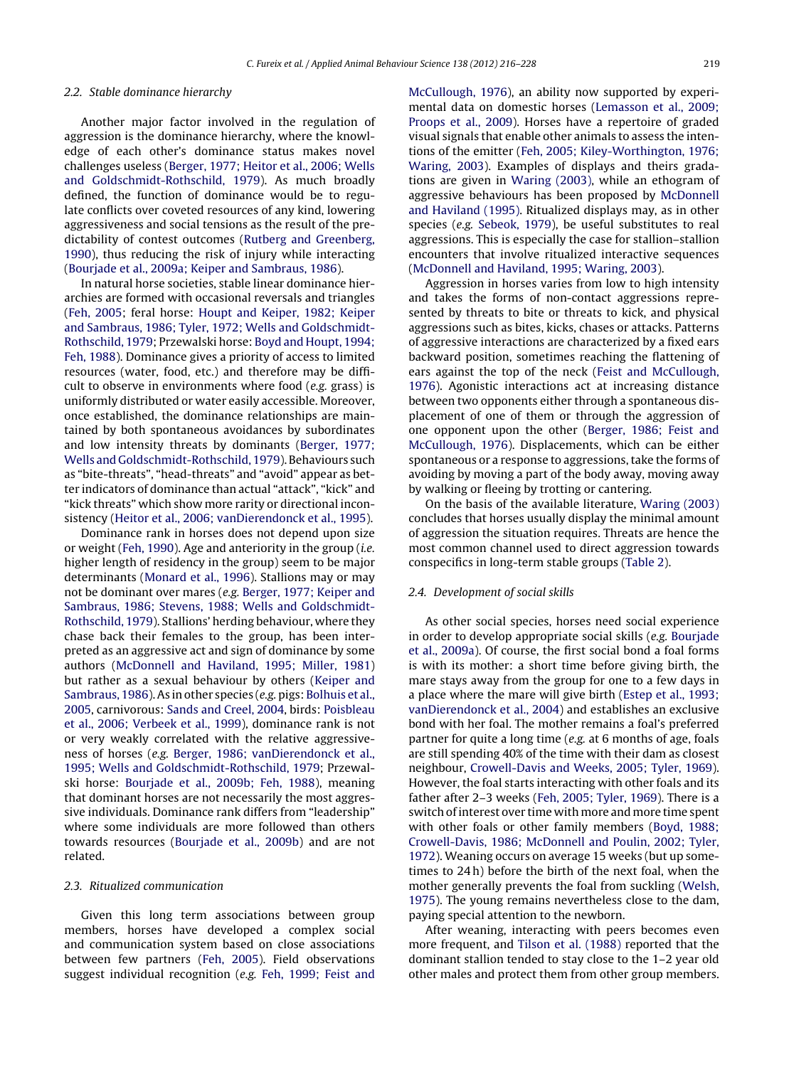### 2.2. Stable dominance hierarchy

Another major factor involved in the regulation of aggression is the dominance hierarchy, where the knowledge of each other's dominance status makes novel challenges useless (Berger, 1977; Heitor et al., 2006; Wells and Goldschmidt-Rothschild, 1979). As much broadly defined, the function of dominance would be to regulate conflicts over coveted resources of any kind, lowering aggressiveness and social tensions as the result of the predictability of contest outcomes (Rutberg and Greenberg, 1990), thus reducing the risk of injury while interacting (Bourjade et al., 2009a; Keiper and Sambraus, 1986).

In natural horse societies, stable linear dominance hierarchies are formed with occasional reversals and triangles (Feh, 2005; feral horse: Houpt and Keiper, 1982; Keiper and Sambraus, 1986; Tyler, 1972; Wells and Goldschmidt-Rothschild, 1979; Przewalski horse: Boyd and Houpt, 1994; Feh, 1988). Dominance gives a priority of access to limited resources (water, food, etc.) and therefore may be difficult to observe in environments where food (*e.g.* grass) is uniformly distributed or water easily accessible. Moreover, once established, the dominance relationships are maintained by both spontaneous avoidances by subordinates and low intensity threats by dominants (Berger, 1977; Wells and Goldschmidt-Rothschild, 1979). Behaviours such as "bite-threats", "head-threats" and "avoid" appear as better indicators of dominance than actual "attack", "kick" and "kick threats" which show more rarity or directional inconsistency (Heitor et al., 2006; vanDierendonck et al., 1995).

Dominance rank in horses does not depend upon size or weight (Feh, 1990). Age and anteriority in the group (*i.e.* higher length of residency in the group) seem to be major determinants (Monard et al., 1996). Stallions may or may not be dominant over mares (*e.g.* Berger, 1977; Keiper and Sambraus, 1986; Stevens, 1988; Wells and Goldschmidt-Rothschild, 1979). Stallions' herding behaviour, where they chase back their females to the group, has been interpreted as an aggressive act and sign of dominance by some authors (McDonnell and Haviland, 1995; Miller, 1981) but rather as a sexual behaviour by others (Keiper and Sambraus, 1986). As in other species (*e.g.* pigs: Bolhuis et al., 2005, carnivorous: Sands and Creel, 2004, birds: Poisbleau et al., 2006; Verbeek et al., 1999), dominance rank is not or very weakly correlated with the relative aggressiveness of horses (*e.g.* Berger, 1986; vanDierendonck et al., 1995; Wells and Goldschmidt-Rothschild, 1979; Przewalski horse: Bourjade et al., 2009b; Feh, 1988), meaning that dominant horses are not necessarily the most aggressive individuals. Dominance rank differs from "leadership" where some individuals are more followed than others towards resources (Bourjade et al., 2009b) and are not related.

### 2.3. Ritualized communication

Given this long term associations between group members, horses have developed a complex social and communication system based on close associations between few partners (Feh, 2005). Field observations suggest individual recognition (*e.g.* Feh, 1999; Feist and McCullough, 1976), an ability now supported by experimental data on domestic horses (Lemasson et al., 2009; Proops et al., 2009). Horses have a repertoire of graded visual signals that enable other animals to assess the intentions of the emitter (Feh, 2005; Kiley-Worthington, 1976; Waring, 2003). Examples of displays and theirs gradations are given in Waring (2003), while an ethogram of aggressive behaviours has been proposed by McDonnell and Haviland (1995). Ritualized displays may, as in other species (*e.g.* Sebeok, 1979), be useful substitutes to real aggressions. This is especially the case for stallion–stallion encounters that involve ritualized interactive sequences (McDonnell and Haviland, 1995; Waring, 2003).

Aggression in horses varies from low to high intensity and takes the forms of non-contact aggressions represented by threats to bite or threats to kick, and physical aggressions such as bites, kicks, chases or attacks. Patterns of aggressive interactions are characterized by a fixed ears backward position, sometimes reaching the flattening of ears against the top of the neck (Feist and McCullough, 1976). Agonistic interactions act at increasing distance between two opponents either through a spontaneous displacement of one of them or through the aggression of one opponent upon the other (Berger, 1986; Feist and McCullough, 1976). Displacements, which can be either spontaneous or a response to aggressions, take the forms of avoiding by moving a part of the body away, moving away by walking or fleeing by trotting or cantering.

On the basis of the available literature, Waring (2003) concludes that horses usually display the minimal amount of aggression the situation requires. Threats are hence the most common channel used to direct aggression towards conspecifics in long-term stable groups (Table 2).

### 2.4. Development of social skills

As other social species, horses need social experience in order to develop appropriate social skills (*e.g.* Bourjade et al., 2009a). Of course, the first social bond a foal forms is with its mother: a short time before giving birth, the mare stays away from the group for one to a few days in a place where the mare will give birth (Estep et al., 1993; vanDierendonck et al., 2004) and establishes an exclusive bond with her foal. The mother remains a foal's preferred partner for quite a long time (*e.g.* at 6 months of age, foals are still spending 40% of the time with their dam as closest neighbour, Crowell-Davis and Weeks, 2005; Tyler, 1969). However, the foal starts interacting with other foals and its father after 2–3 weeks (Feh, 2005; Tyler, 1969). There is a switch of interest over time with more and more time spent with other foals or other family members (Boyd, 1988; Crowell-Davis, 1986; McDonnell and Poulin, 2002; Tyler, 1972). Weaning occurs on average 15 weeks (but up sometimes to 24 h) before the birth of the next foal, when the mother generally prevents the foal from suckling (Welsh, 1975). The young remains nevertheless close to the dam, paying special attention to the newborn.

After weaning, interacting with peers becomes even more frequent, and Tilson et al. (1988) reported that the dominant stallion tended to stay close to the 1–2 year old other males and protect them from other group members.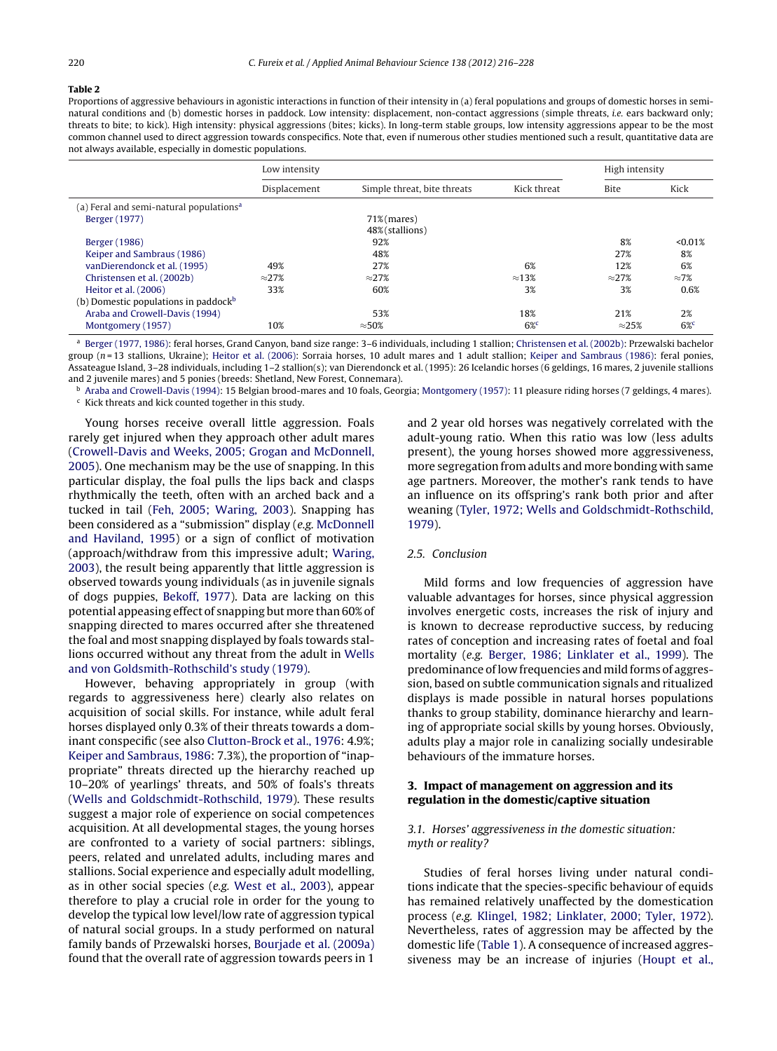**Table 2**
Proportions of aggressive behaviours in agonistic interactions in function of their intensity in (a) feral populations and groups of domestic horses in semi-natural conditions and (b) domestic horses in paddock. Low intensity: displacement, non-contact aggressions (simple threats, *i.e.* ears backward only; threats to bite; to kick). High intensity: physical aggressions (bites; kicks). In long-term stable groups, low intensity aggressions appear to be the most common channel used to direct aggression towards conspecifics. Note that, even if numerous other studies mentioned such a result, quantitative data are not always available, especially in domestic populations.

| | Low intensity | | | High intensity | |
|---|---|---|---|---|---|
| | Displacement | Simple threat, bite threats | Kick threat | Bite | Kick |
| (a) Feral and semi-natural populations[a] | | | | | |
| Berger (1977) | | 71%(mares) 48%(stallions) | | | |
| Berger (1986) | | 92% | | 8% | <0.01% |
| Keiper and Sambraus (1986) | | 48% | | 27% | 8% |
| vanDierendonck et al. (1995) | 49% | 27% | 6% | 12% | 6% |
| Christensen et al. (2002b) | ≈27% | ≈27% | ≈13% | ≈27% | ≈7% |
| Heitor et al. (2006) | 33% | 60% | 3% | 3% | 0.6% |
| (b) Domestic populations in paddock[b] | | | | | |
| Araba and Crowell-Davis (1994) | | 53% | 18% | 21% | 2% |
| Montgomery (1957) | 10% | ≈50% | 6%[c] | ≈25% | 6%[c] |

[a] Berger (1977, 1986): feral horses, Grand Canyon, band size range: 3–6 individuals, including 1 stallion; Christensen et al. (2002b): Przewalski bachelor group ($n$ = 13 stallions, Ukraine); Heitor et al. (2006): Sorraia horses, 10 adult mares and 1 adult stallion; Keiper and Sambraus (1986): feral ponies, Assateague Island, 3–28 individuals, including 1–2 stallion(s); van Dierendonck et al. (1995): 26 Icelandic horses (6 geldings, 16 mares, 2 juvenile stallions and 2 juvenile mares) and 5 ponies (breeds: Shetland, New Forest, Connemara).

[b] Araba and Crowell-Davis (1994): 15 Belgian brood-mares and 10 foals, Georgia; Montgomery (1957): 11 pleasure riding horses (7 geldings, 4 mares).

[c] Kick threats and kick counted together in this study.

Young horses receive overall little aggression. Foals rarely get injured when they approach other adult mares (Crowell-Davis and Weeks, 2005; Grogan and McDonnell, 2005). One mechanism may be the use of snapping. In this particular display, the foal pulls the lips back and clasps rhythmically the teeth, often with an arched back and a tucked in tail (Feh, 2005; Waring, 2003). Snapping has been considered as a "submission" display (*e.g.* McDonnell and Haviland, 1995) or a sign of conflict of motivation (approach/withdraw from this impressive adult; Waring, 2003), the result being apparently that little aggression is observed towards young individuals (as in juvenile signals of dogs puppies, Bekoff, 1977). Data are lacking on this potential appeasing effect of snapping but more than 60% of snapping directed to mares occurred after she threatened the foal and most snapping displayed by foals towards stallions occurred without any threat from the adult in Wells and von Goldsmith-Rothschild's study (1979).

However, behaving appropriately in group (with regards to aggressiveness here) clearly also relates on acquisition of social skills. For instance, while adult feral horses displayed only 0.3% of their threats towards a dominant conspecific (see also Clutton-Brock et al., 1976: 4.9%; Keiper and Sambraus, 1986: 7.3%), the proportion of "inappropriate" threats directed up the hierarchy reached up 10–20% of yearlings' threats, and 50% of foals's threats (Wells and Goldschmidt-Rothschild, 1979). These results suggest a major role of experience on social competences acquisition. At all developmental stages, the young horses are confronted to a variety of social partners: siblings, peers, related and unrelated adults, including mares and stallions. Social experience and especially adult modelling, as in other social species (*e.g.* West et al., 2003), appear therefore to play a crucial role in order for the young to develop the typical low level/low rate of aggression typical of natural social groups. In a study performed on natural family bands of Przewalski horses, Bourjade et al. (2009a) found that the overall rate of aggression towards peers in 1 and 2 year old horses was negatively correlated with the adult-young ratio. When this ratio was low (less adults present), the young horses showed more aggressiveness, more segregation from adults and more bonding with same age partners. Moreover, the mother's rank tends to have an influence on its offspring's rank both prior and after weaning (Tyler, 1972; Wells and Goldschmidt-Rothschild, 1979).

### 2.5. Conclusion

Mild forms and low frequencies of aggression have valuable advantages for horses, since physical aggression involves energetic costs, increases the risk of injury and is known to decrease reproductive success, by reducing rates of conception and increasing rates of foetal and foal mortality (*e.g.* Berger, 1986; Linklater et al., 1999). The predominance of low frequencies and mild forms of aggression, based on subtle communication signals and ritualized displays is made possible in natural horses populations thanks to group stability, dominance hierarchy and learning of appropriate social skills by young horses. Obviously, adults play a major role in canalizing socially undesirable behaviours of the immature horses.

## 3. Impact of management on aggression and its regulation in the domestic/captive situation

### 3.1. Horses' aggressiveness in the domestic situation: myth or reality?

Studies of feral horses living under natural conditions indicate that the species-specific behaviour of equids has remained relatively unaffected by the domestication process (*e.g.* Klingel, 1982; Linklater, 2000; Tyler, 1972). Nevertheless, rates of aggression may be affected by the domestic life (Table 1). A consequence of increased aggressiveness may be an increase of injuries (Houpt et al.,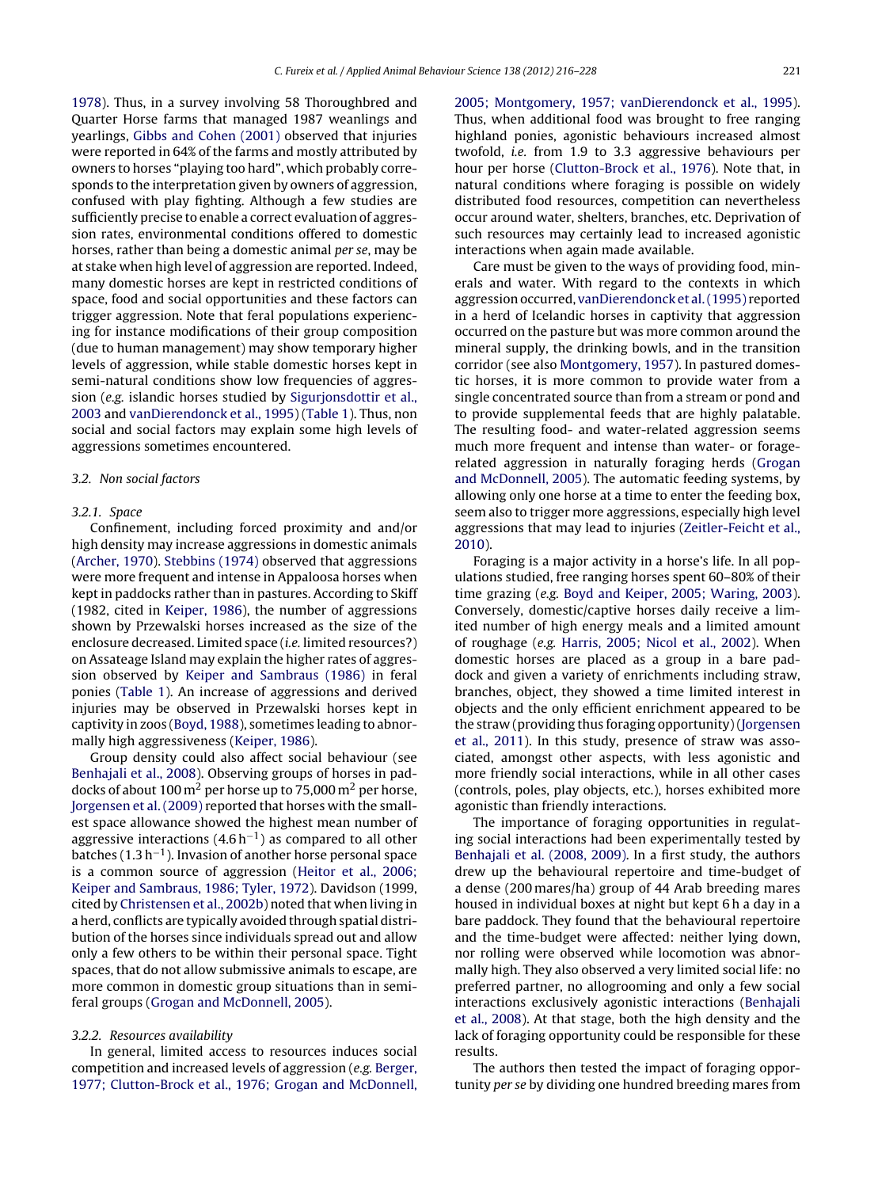1978). Thus, in a survey involving 58 Thoroughbred and Quarter Horse farms that managed 1987 weanlings and yearlings, Gibbs and Cohen (2001) observed that injuries were reported in 64% of the farms and mostly attributed by owners to horses "playing too hard", which probably corresponds to the interpretation given by owners of aggression, confused with play fighting. Although a few studies are sufficiently precise to enable a correct evaluation of aggression rates, environmental conditions offered to domestic horses, rather than being a domestic animal *per se*, may be at stake when high level of aggression are reported. Indeed, many domestic horses are kept in restricted conditions of space, food and social opportunities and these factors can trigger aggression. Note that feral populations experiencing for instance modifications of their group composition (due to human management) may show temporary higher levels of aggression, while stable domestic horses kept in semi-natural conditions show low frequencies of aggression (*e.g.* islandic horses studied by Sigurjonsdottir et al., 2003 and vanDierendonck et al., 1995) (Table 1). Thus, non social and social factors may explain some high levels of aggressions sometimes encountered.

### 3.2. Non social factors

#### 3.2.1. Space

Confinement, including forced proximity and and/or high density may increase aggressions in domestic animals (Archer, 1970). Stebbins (1974) observed that aggressions were more frequent and intense in Appaloosa horses when kept in paddocks rather than in pastures. According to Skiff (1982, cited in Keiper, 1986), the number of aggressions shown by Przewalski horses increased as the size of the enclosure decreased. Limited space (*i.e.* limited resources?) on Assateage Island may explain the higher rates of aggression observed by Keiper and Sambraus (1986) in feral ponies (Table 1). An increase of aggressions and derived injuries may be observed in Przewalski horses kept in captivity in zoos (Boyd, 1988), sometimes leading to abnormally high aggressiveness (Keiper, 1986).

Group density could also affect social behaviour (see Benhajali et al., 2008). Observing groups of horses in paddocks of about 100 $m^2$ per horse up to 75,000 $m^2$ per horse, Jorgensen et al. (2009) reported that horses with the smallest space allowance showed the highest mean number of aggressive interactions (4.6 $h^{-1}$) as compared to all other batches (1.3 $h^{-1}$). Invasion of another horse personal space is a common source of aggression (Heitor et al., 2006; Keiper and Sambraus, 1986; Tyler, 1972). Davidson (1999, cited by Christensen et al., 2002b) noted that when living in a herd, conflicts are typically avoided through spatial distribution of the horses since individuals spread out and allow only a few others to be within their personal space. Tight spaces, that do not allow submissive animals to escape, are more common in domestic group situations than in semi-feral groups (Grogan and McDonnell, 2005).

#### 3.2.2. Resources availability

In general, limited access to resources induces social competition and increased levels of aggression (*e.g.* Berger, 1977; Clutton-Brock et al., 1976; Grogan and McDonnell, 2005; Montgomery, 1957; vanDierendonck et al., 1995). Thus, when additional food was brought to free ranging highland ponies, agonistic behaviours increased almost twofold, *i.e.* from 1.9 to 3.3 aggressive behaviours per hour per horse (Clutton-Brock et al., 1976). Note that, in natural conditions where foraging is possible on widely distributed food resources, competition can nevertheless occur around water, shelters, branches, etc. Deprivation of such resources may certainly lead to increased agonistic interactions when again made available.

Care must be given to the ways of providing food, minerals and water. With regard to the contexts in which aggression occurred, vanDierendonck et al. (1995) reported in a herd of Icelandic horses in captivity that aggression occurred on the pasture but was more common around the mineral supply, the drinking bowls, and in the transition corridor (see also Montgomery, 1957). In pastured domestic horses, it is more common to provide water from a single concentrated source than from a stream or pond and to provide supplemental feeds that are highly palatable. The resulting food- and water-related aggression seems much more frequent and intense than water- or forage-related aggression in naturally foraging herds (Grogan and McDonnell, 2005). The automatic feeding systems, by allowing only one horse at a time to enter the feeding box, seem also to trigger more aggressions, especially high level aggressions that may lead to injuries (Zeitler-Feicht et al., 2010).

Foraging is a major activity in a horse's life. In all populations studied, free ranging horses spent 60–80% of their time grazing (*e.g.* Boyd and Keiper, 2005; Waring, 2003). Conversely, domestic/captive horses daily receive a limited number of high energy meals and a limited amount of roughage (*e.g.* Harris, 2005; Nicol et al., 2002). When domestic horses are placed as a group in a bare paddock and given a variety of enrichments including straw, branches, object, they showed a time limited interest in objects and the only efficient enrichment appeared to be the straw (providing thus foraging opportunity) (Jorgensen et al., 2011). In this study, presence of straw was associated, amongst other aspects, with less agonistic and more friendly social interactions, while in all other cases (controls, poles, play objects, etc.), horses exhibited more agonistic than friendly interactions.

The importance of foraging opportunities in regulating social interactions had been experimentally tested by Benhajali et al. (2008, 2009). In a first study, the authors drew up the behavioural repertoire and time-budget of a dense (200 mares/ha) group of 44 Arab breeding mares housed in individual boxes at night but kept 6 h a day in a bare paddock. They found that the behavioural repertoire and the time-budget were affected: neither lying down, nor rolling were observed while locomotion was abnormally high. They also observed a very limited social life: no preferred partner, no allogrooming and only a few social interactions exclusively agonistic interactions (Benhajali et al., 2008). At that stage, both the high density and the lack of foraging opportunity could be responsible for these results.

The authors then tested the impact of foraging opportunity *per se* by dividing one hundred breeding mares from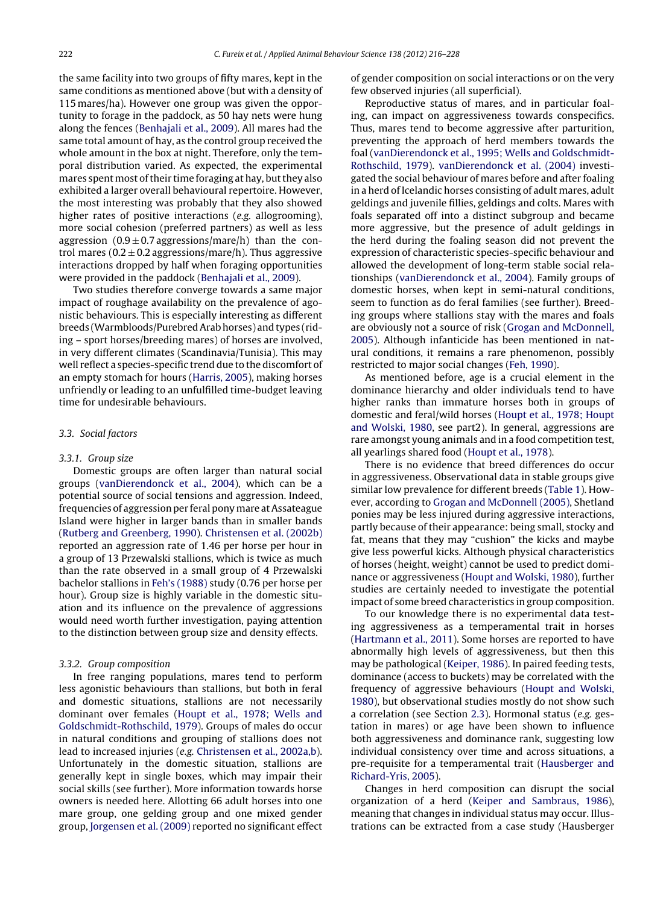the same facility into two groups of fifty mares, kept in the same conditions as mentioned above (but with a density of 115 mares/ha). However one group was given the opportunity to forage in the paddock, as 50 hay nets were hung along the fences (Benhajali et al., 2009). All mares had the same total amount of hay, as the control group received the whole amount in the box at night. Therefore, only the temporal distribution varied. As expected, the experimental mares spent most of their time foraging at hay, but they also exhibited a larger overall behavioural repertoire. However, the most interesting was probably that they also showed higher rates of positive interactions (*e.g.* allogrooming), more social cohesion (preferred partners) as well as less aggression ($0.9 \pm 0.7$ aggressions/mare/h) than the control mares ($0.2 \pm 0.2$ aggressions/mare/h). Thus aggressive interactions dropped by half when foraging opportunities were provided in the paddock (Benhajali et al., 2009).

Two studies therefore converge towards a same major impact of roughage availability on the prevalence of agonistic behaviours. This is especially interesting as different breeds (Warmbloods/Purebred Arab horses) and types (riding – sport horses/breeding mares) of horses are involved, in very different climates (Scandinavia/Tunisia). This may well reflect a species-specific trend due to the discomfort of an empty stomach for hours (Harris, 2005), making horses unfriendly or leading to an unfulfilled time-budget leaving time for undesirable behaviours.

### 3.3. Social factors

#### 3.3.1. Group size

Domestic groups are often larger than natural social groups (vanDierendonck et al., 2004), which can be a potential source of social tensions and aggression. Indeed, frequencies of aggression per feral pony mare at Assateague Island were higher in larger bands than in smaller bands (Rutberg and Greenberg, 1990). Christensen et al. (2002b) reported an aggression rate of 1.46 per horse per hour in a group of 13 Przewalski stallions, which is twice as much than the rate observed in a small group of 4 Przewalski bachelor stallions in Feh's (1988) study (0.76 per horse per hour). Group size is highly variable in the domestic situation and its influence on the prevalence of aggressions would need worth further investigation, paying attention to the distinction between group size and density effects.

#### 3.3.2. Group composition

In free ranging populations, mares tend to perform less agonistic behaviours than stallions, but both in feral and domestic situations, stallions are not necessarily dominant over females (Houpt et al., 1978; Wells and Goldschmidt-Rothschild, 1979). Groups of males do occur in natural conditions and grouping of stallions does not lead to increased injuries (*e.g.* Christensen et al., 2002a,b). Unfortunately in the domestic situation, stallions are generally kept in single boxes, which may impair their social skills (see further). More information towards horse owners is needed here. Allotting 66 adult horses into one mare group, one gelding group and one mixed gender group, Jorgensen et al. (2009) reported no significant effect of gender composition on social interactions or on the very few observed injuries (all superficial).

Reproductive status of mares, and in particular foaling, can impact on aggressiveness towards conspecifics. Thus, mares tend to become aggressive after parturition, preventing the approach of herd members towards the foal (vanDierendonck et al., 1995; Wells and Goldschmidt-Rothschild, 1979). vanDierendonck et al. (2004) investigated the social behaviour of mares before and after foaling in a herd of Icelandic horses consisting of adult mares, adult geldings and juvenile fillies, geldings and colts. Mares with foals separated off into a distinct subgroup and became more aggressive, but the presence of adult geldings in the herd during the foaling season did not prevent the expression of characteristic species-specific behaviour and allowed the development of long-term stable social relationships (vanDierendonck et al., 2004). Family groups of domestic horses, when kept in semi-natural conditions, seem to function as do feral families (see further). Breeding groups where stallions stay with the mares and foals are obviously not a source of risk (Grogan and McDonnell, 2005). Although infanticide has been mentioned in natural conditions, it remains a rare phenomenon, possibly restricted to major social changes (Feh, 1990).

As mentioned before, age is a crucial element in the dominance hierarchy and older individuals tend to have higher ranks than immature horses both in groups of domestic and feral/wild horses (Houpt et al., 1978; Houpt and Wolski, 1980, see part2). In general, aggressions are rare amongst young animals and in a food competition test, all yearlings shared food (Houpt et al., 1978).

There is no evidence that breed differences do occur in aggressiveness. Observational data in stable groups give similar low prevalence for different breeds (Table 1). However, according to Grogan and McDonnell (2005), Shetland ponies may be less injured during aggressive interactions, partly because of their appearance: being small, stocky and fat, means that they may "cushion" the kicks and maybe give less powerful kicks. Although physical characteristics of horses (height, weight) cannot be used to predict dominance or aggressiveness (Houpt and Wolski, 1980), further studies are certainly needed to investigate the potential impact of some breed characteristics in group composition.

To our knowledge there is no experimental data testing aggressiveness as a temperamental trait in horses (Hartmann et al., 2011). Some horses are reported to have abnormally high levels of aggressiveness, but then this may be pathological (Keiper, 1986). In paired feeding tests, dominance (access to buckets) may be correlated with the frequency of aggressive behaviours (Houpt and Wolski, 1980), but observational studies mostly do not show such a correlation (see Section 2.3). Hormonal status (*e.g.* gestation in mares) or age have been shown to influence both aggressiveness and dominance rank, suggesting low individual consistency over time and across situations, a pre-requisite for a temperamental trait (Hausberger and Richard-Yris, 2005).

Changes in herd composition can disrupt the social organization of a herd (Keiper and Sambraus, 1986), meaning that changes in individual status may occur. Illustrations can be extracted from a case study (Hausberger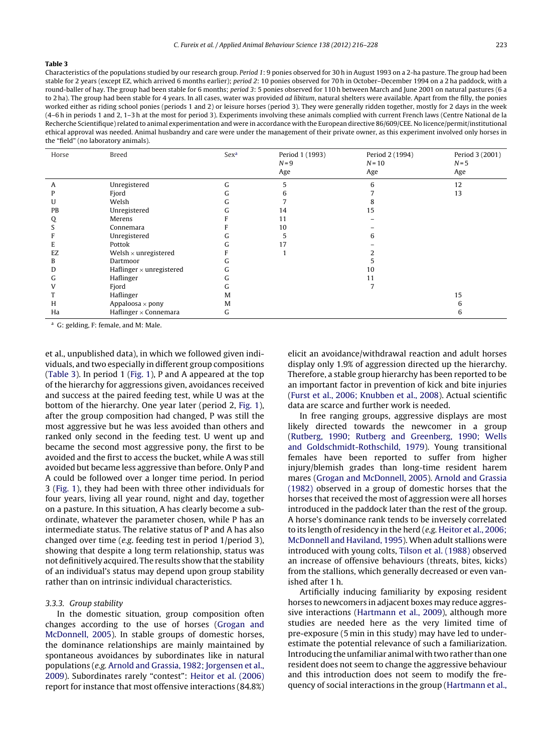**Table 3**

Characteristics of the populations studied by our research group. *Period 1*: 9 ponies observed for 30 h in August 1993 on a 2-ha pasture. The group had been stable for 2 years (except EZ, which arrived 6 months earlier); *period 2*: 10 ponies observed for 70 h in October–December 1994 on a 2 ha paddock, with a round-baller of hay. The group had been stable for 6 months; *period 3*: 5 ponies observed for 110 h between March and June 2001 on natural pastures (6 a to 2 ha). The group had been stable for 4 years. In all cases, water was provided *ad libitum*, natural shelters were available. Apart from the filly, the ponies worked either as riding school ponies (periods 1 and 2) or leisure horses (period 3). They were generally ridden together, mostly for 2 days in the week (4–6 h in periods 1 and 2, 1–3 h at the most for period 3). Experiments involving these animals complied with current French laws (Centre National de la Recherche Scientifique) related to animal experimentation and were in accordance with the European directive 86/609/CEE. No licence/permit/institutional ethical approval was needed. Animal husbandry and care were under the management of their private owner, as this experiment involved only horses in the "field" (no laboratory animals).

| Horse | Breed | Sex[a] | Period 1 (1993) N = 9 Age | Period 2 (1994) N = 10 Age | Period 3 (2001) N = 5 Age |
|---|---|---|---|---|---|
| A | Unregistered | G | 5 | 6 | 12 |
| P | Fjord | G | 6 | 7 | 13 |
| U | Welsh | G | 7 | 8 | |
| PB | Unregistered | G | 14 | 15 | |
| Q | Merens | F | 11 | – | |
| S | Connemara | F | 10 | – | |
| F | Unregistered | G | 5 | 6 | |
| E | Pottok | G | 17 | – | |
| EZ | Welsh × unregistered | F | 1 | 2 | |
| B | Dartmoor | G | | 5 | |
| D | Haflinger × unregistered | G | | 10 | |
| G | Haflinger | G | | 11 | |
| V | Fjord | G | | 7 | |
| T | Haflinger | M | | | 15 |
| H | Appaloosa × pony | M | | | 6 |
| Ha | Haflinger × Connemara | G | | | 6 |

[a] G: gelding, F: female, and M: Male.

et al., unpublished data), in which we followed given individuals, and two especially in different group compositions (Table 3). In period 1 (Fig. 1), P and A appeared at the top of the hierarchy for aggressions given, avoidances received and success at the paired feeding test, while U was at the bottom of the hierarchy. One year later (period 2, Fig. 1), after the group composition had changed, P was still the most aggressive but he was less avoided than others and ranked only second in the feeding test. U went up and became the second most aggressive pony, the first to be avoided and the first to access the bucket, while A was still avoided but became less aggressive than before. Only P and A could be followed over a longer time period. In period 3 (Fig. 1), they had been with three other individuals for four years, living all year round, night and day, together on a pasture. In this situation, A has clearly become a subordinate, whatever the parameter chosen, while P has an intermediate status. The relative status of P and A has also changed over time (*e.g.* feeding test in period 1/period 3), showing that despite a long term relationship, status was not definitively acquired. The results show that the stability of an individual's status may depend upon group stability rather than on intrinsic individual characteristics.

### 3.3.3. Group stability

In the domestic situation, group composition often changes according to the use of horses (Grogan and McDonnell, 2005). In stable groups of domestic horses, the dominance relationships are mainly maintained by spontaneous avoidances by subordinates like in natural populations (*e.g.* Arnold and Grassia, 1982; Jorgensen et al., 2009). Subordinates rarely "contest": Heitor et al. (2006) report for instance that most offensive interactions (84.8%) elicit an avoidance/withdrawal reaction and adult horses display only 1.9% of aggression directed up the hierarchy. Therefore, a stable group hierarchy has been reported to be an important factor in prevention of kick and bite injuries (Furst et al., 2006; Knubben et al., 2008). Actual scientific data are scarce and further work is needed.

In free ranging groups, aggressive displays are most likely directed towards the newcomer in a group (Rutberg, 1990; Rutberg and Greenberg, 1990; Wells and Goldschmidt-Rothschild, 1979). Young transitional females have been reported to suffer from higher injury/blemish grades than long-time resident harem mares (Grogan and McDonnell, 2005). Arnold and Grassia (1982) observed in a group of domestic horses that the horses that received the most of aggression were all horses introduced in the paddock later than the rest of the group. A horse's dominance rank tends to be inversely correlated to its length of residency in the herd (*e.g.* Heitor et al., 2006; McDonnell and Haviland, 1995). When adult stallions were introduced with young colts, Tilson et al. (1988) observed an increase of offensive behaviours (threats, bites, kicks) from the stallions, which generally decreased or even vanished after 1 h.

Artificially inducing familiarity by exposing resident horses to newcomers in adjacent boxes may reduce aggressive interactions (Hartmann et al., 2009), although more studies are needed here as the very limited time of pre-exposure (5 min in this study) may have led to underestimate the potential relevance of such a familiarization. Introducing the unfamiliar animal with two rather than one resident does not seem to change the aggressive behaviour and this introduction does not seem to modify the frequency of social interactions in the group (Hartmann et al.,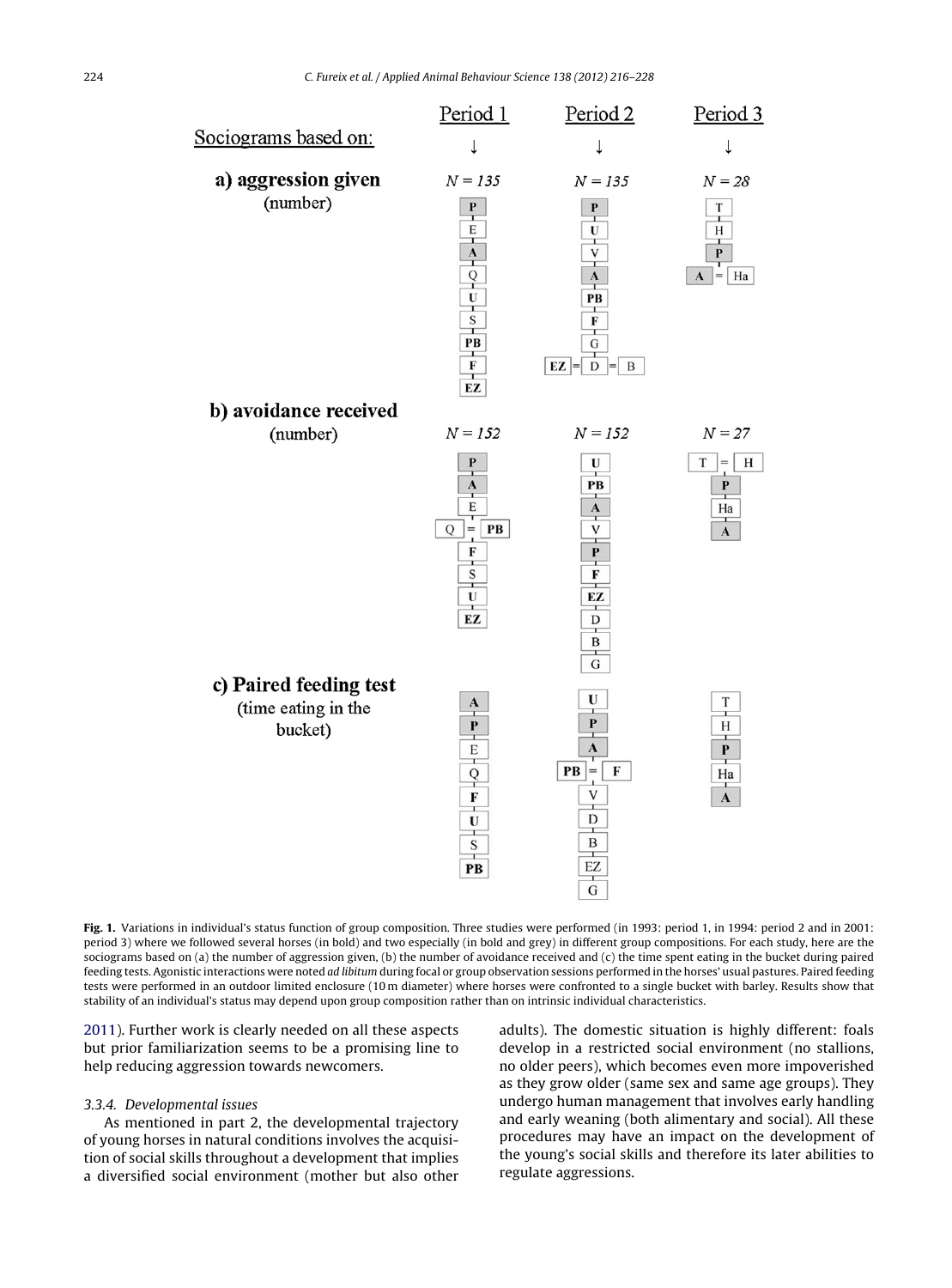Fig. 1. Variations in individual's status function of group composition. Three studies were performed (in 1993: period 1, in 1994: period 2 and in 2001: period 3) where we followed several horses (in bold) and two especially (in bold and grey) in different group compositions. For each study, here are the sociograms based on (a) the number of aggression given, (b) the number of avoidance received and (c) the time spent eating in the bucket during paired feeding tests. Agonistic interactions were noted *ad libitum* during focal or group observation sessions performed in the horses' usual pastures. Paired feeding tests were performed in an outdoor limited enclosure (10 m diameter) where horses were confronted to a single bucket with barley. Results show that stability of an individual's status may depend upon group composition rather than on intrinsic individual characteristics.

2011). Further work is clearly needed on all these aspects but prior familiarization seems to be a promising line to help reducing aggression towards newcomers.

#### 3.3.4. Developmental issues

As mentioned in part 2, the developmental trajectory of young horses in natural conditions involves the acquisition of social skills throughout a development that implies a diversified social environment (mother but also other adults). The domestic situation is highly different: foals develop in a restricted social environment (no stallions, no older peers), which becomes even more impoverished as they grow older (same sex and same age groups). They undergo human management that involves early handling and early weaning (both alimentary and social). All these procedures may have an impact on the development of the young's social skills and therefore its later abilities to regulate aggressions.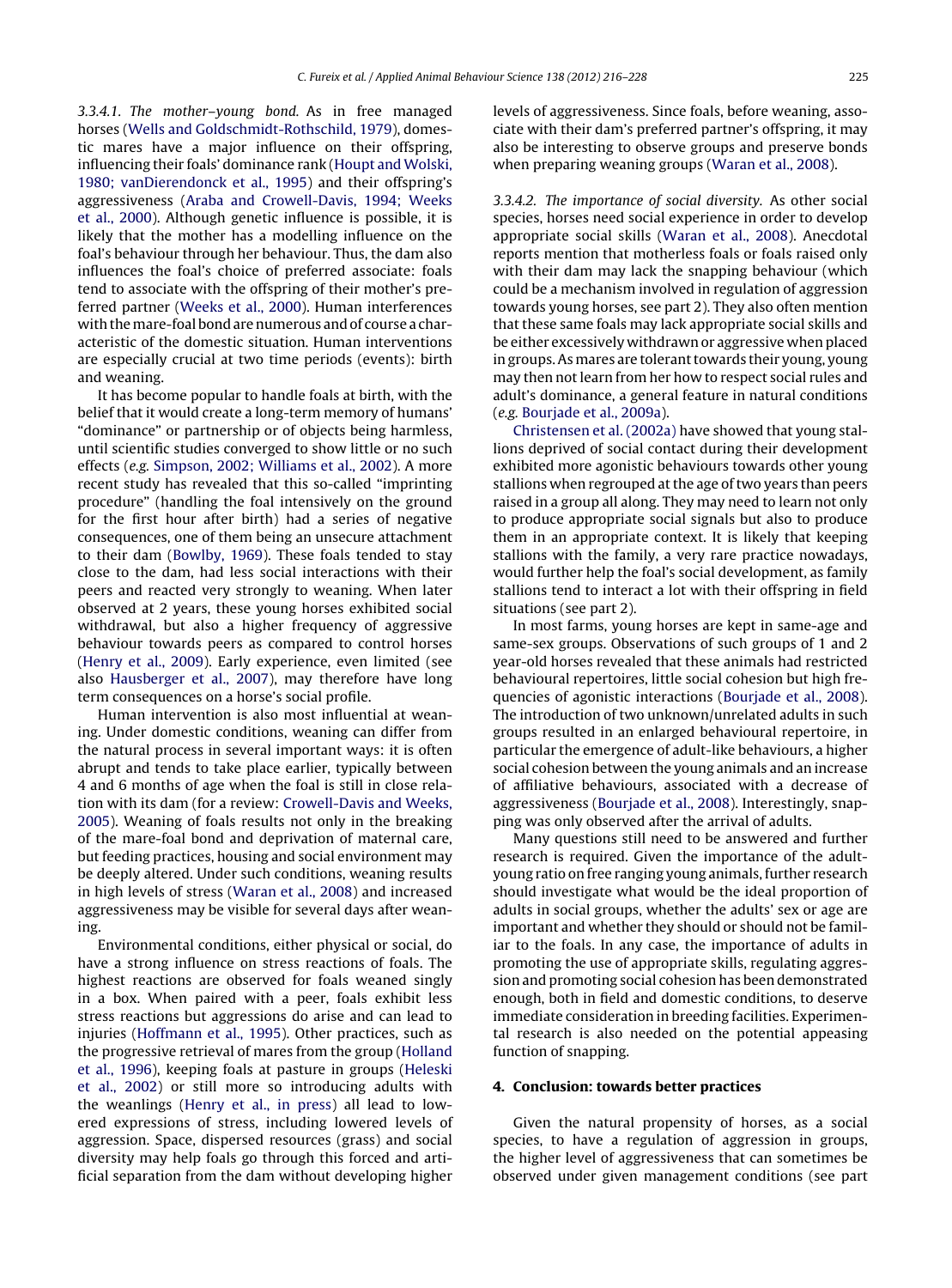*3.3.4.1. The mother–young bond.* As in free managed horses (Wells and Goldschmidt-Rothschild, 1979), domestic mares have a major influence on their offspring, influencing their foals' dominance rank (Houpt and Wolski, 1980; vanDierendonck et al., 1995) and their offspring's aggressiveness (Araba and Crowell-Davis, 1994; Weeks et al., 2000). Although genetic influence is possible, it is likely that the mother has a modelling influence on the foal's behaviour through her behaviour. Thus, the dam also influences the foal's choice of preferred associate: foals tend to associate with the offspring of their mother's preferred partner (Weeks et al., 2000). Human interferences with the mare-foal bond are numerous and of course a characteristic of the domestic situation. Human interventions are especially crucial at two time periods (events): birth and weaning.

It has become popular to handle foals at birth, with the belief that it would create a long-term memory of humans' "dominance" or partnership or of objects being harmless, until scientific studies converged to show little or no such effects (*e.g.* Simpson, 2002; Williams et al., 2002). A more recent study has revealed that this so-called "imprinting procedure" (handling the foal intensively on the ground for the first hour after birth) had a series of negative consequences, one of them being an unsecure attachment to their dam (Bowlby, 1969). These foals tended to stay close to the dam, had less social interactions with their peers and reacted very strongly to weaning. When later observed at 2 years, these young horses exhibited social withdrawal, but also a higher frequency of aggressive behaviour towards peers as compared to control horses (Henry et al., 2009). Early experience, even limited (see also Hausberger et al., 2007), may therefore have long term consequences on a horse's social profile.

Human intervention is also most influential at weaning. Under domestic conditions, weaning can differ from the natural process in several important ways: it is often abrupt and tends to take place earlier, typically between 4 and 6 months of age when the foal is still in close relation with its dam (for a review: Crowell-Davis and Weeks, 2005). Weaning of foals results not only in the breaking of the mare-foal bond and deprivation of maternal care, but feeding practices, housing and social environment may be deeply altered. Under such conditions, weaning results in high levels of stress (Waran et al., 2008) and increased aggressiveness may be visible for several days after weaning.

Environmental conditions, either physical or social, do have a strong influence on stress reactions of foals. The highest reactions are observed for foals weaned singly in a box. When paired with a peer, foals exhibit less stress reactions but aggressions do arise and can lead to injuries (Hoffmann et al., 1995). Other practices, such as the progressive retrieval of mares from the group (Holland et al., 1996), keeping foals at pasture in groups (Heleski et al., 2002) or still more so introducing adults with the weanlings (Henry et al., in press) all lead to lowered expressions of stress, including lowered levels of aggression. Space, dispersed resources (grass) and social diversity may help foals go through this forced and artificial separation from the dam without developing higher levels of aggressiveness. Since foals, before weaning, associate with their dam's preferred partner's offspring, it may also be interesting to observe groups and preserve bonds when preparing weaning groups (Waran et al., 2008).

*3.3.4.2. The importance of social diversity.* As other social species, horses need social experience in order to develop appropriate social skills (Waran et al., 2008). Anecdotal reports mention that motherless foals or foals raised only with their dam may lack the snapping behaviour (which could be a mechanism involved in regulation of aggression towards young horses, see part 2). They also often mention that these same foals may lack appropriate social skills and be either excessively withdrawn or aggressive when placed in groups. As mares are tolerant towards their young, young may then not learn from her how to respect social rules and adult's dominance, a general feature in natural conditions (*e.g.* Bourjade et al., 2009a).

Christensen et al. (2002a) have showed that young stallions deprived of social contact during their development exhibited more agonistic behaviours towards other young stallions when regrouped at the age of two years than peers raised in a group all along. They may need to learn not only to produce appropriate social signals but also to produce them in an appropriate context. It is likely that keeping stallions with the family, a very rare practice nowadays, would further help the foal's social development, as family stallions tend to interact a lot with their offspring in field situations (see part 2).

In most farms, young horses are kept in same-age and same-sex groups. Observations of such groups of 1 and 2 year-old horses revealed that these animals had restricted behavioural repertoires, little social cohesion but high frequencies of agonistic interactions (Bourjade et al., 2008). The introduction of two unknown/unrelated adults in such groups resulted in an enlarged behavioural repertoire, in particular the emergence of adult-like behaviours, a higher social cohesion between the young animals and an increase of affiliative behaviours, associated with a decrease of aggressiveness (Bourjade et al., 2008). Interestingly, snapping was only observed after the arrival of adults.

Many questions still need to be answered and further research is required. Given the importance of the adult-young ratio on free ranging young animals, further research should investigate what would be the ideal proportion of adults in social groups, whether the adults' sex or age are important and whether they should or should not be familiar to the foals. In any case, the importance of adults in promoting the use of appropriate skills, regulating aggression and promoting social cohesion has been demonstrated enough, both in field and domestic conditions, to deserve immediate consideration in breeding facilities. Experimental research is also needed on the potential appeasing function of snapping.

## 4. Conclusion: towards better practices

Given the natural propensity of horses, as a social species, to have a regulation of aggression in groups, the higher level of aggressiveness that can sometimes be observed under given management conditions (see part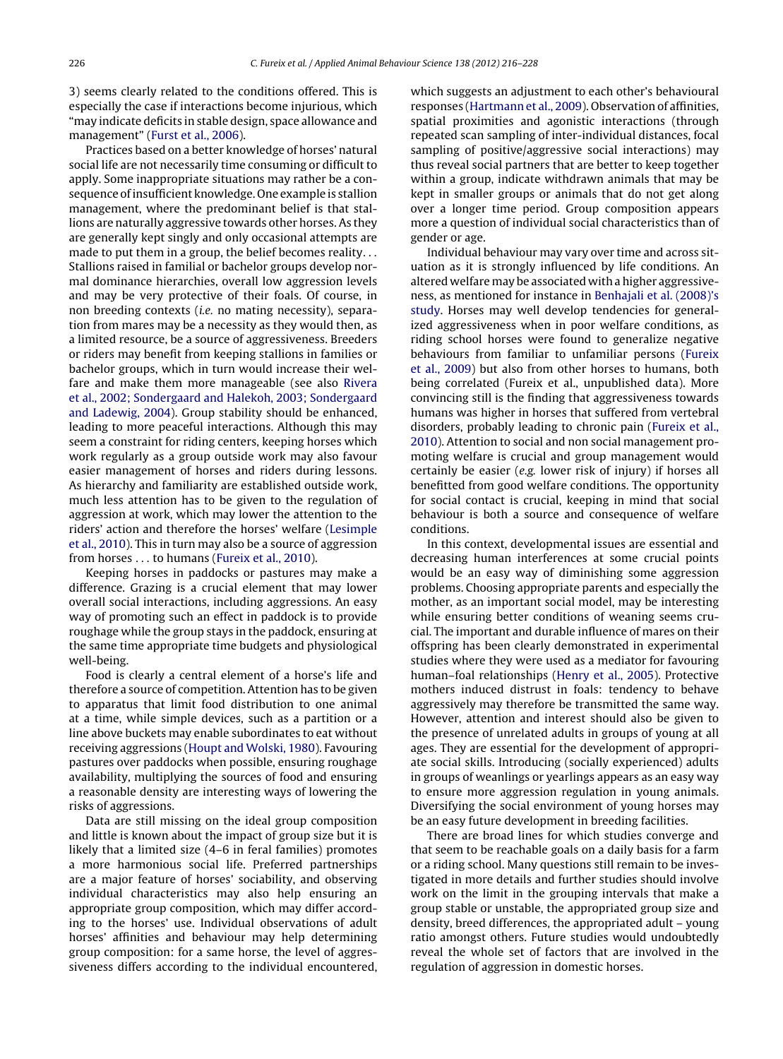3) seems clearly related to the conditions offered. This is especially the case if interactions become injurious, which "may indicate deficits in stable design, space allowance and management" (Furst et al., 2006).

Practices based on a better knowledge of horses' natural social life are not necessarily time consuming or difficult to apply. Some inappropriate situations may rather be a consequence of insufficient knowledge. One example is stallion management, where the predominant belief is that stallions are naturally aggressive towards other horses. As they are generally kept singly and only occasional attempts are made to put them in a group, the belief becomes reality... Stallions raised in familial or bachelor groups develop normal dominance hierarchies, overall low aggression levels and may be very protective of their foals. Of course, in non breeding contexts (*i.e.* no mating necessity), separation from mares may be a necessity as they would then, as a limited resource, be a source of aggressiveness. Breeders or riders may benefit from keeping stallions in families or bachelor groups, which in turn would increase their welfare and make them more manageable (see also Rivera et al., 2002; Sondergaard and Halekoh, 2003; Sondergaard and Ladewig, 2004). Group stability should be enhanced, leading to more peaceful interactions. Although this may seem a constraint for riding centers, keeping horses which work regularly as a group outside work may also favour easier management of horses and riders during lessons. As hierarchy and familiarity are established outside work, much less attention has to be given to the regulation of aggression at work, which may lower the attention to the riders' action and therefore the horses' welfare (Lesimple et al., 2010). This in turn may also be a source of aggression from horses ... to humans (Fureix et al., 2010).

Keeping horses in paddocks or pastures may make a difference. Grazing is a crucial element that may lower overall social interactions, including aggressions. An easy way of promoting such an effect in paddock is to provide roughage while the group stays in the paddock, ensuring at the same time appropriate time budgets and physiological well-being.

Food is clearly a central element of a horse's life and therefore a source of competition. Attention has to be given to apparatus that limit food distribution to one animal at a time, while simple devices, such as a partition or a line above buckets may enable subordinates to eat without receiving aggressions (Houpt and Wolski, 1980). Favouring pastures over paddocks when possible, ensuring roughage availability, multiplying the sources of food and ensuring a reasonable density are interesting ways of lowering the risks of aggressions.

Data are still missing on the ideal group composition and little is known about the impact of group size but it is likely that a limited size (4–6 in feral families) promotes a more harmonious social life. Preferred partnerships are a major feature of horses' sociability, and observing individual characteristics may also help ensuring an appropriate group composition, which may differ according to the horses' use. Individual observations of adult horses' affinities and behaviour may help determining group composition: for a same horse, the level of aggressiveness differs according to the individual encountered, which suggests an adjustment to each other's behavioural responses (Hartmann et al., 2009). Observation of affinities, spatial proximities and agonistic interactions (through repeated scan sampling of inter-individual distances, focal sampling of positive/aggressive social interactions) may thus reveal social partners that are better to keep together within a group, indicate withdrawn animals that may be kept in smaller groups or animals that do not get along over a longer time period. Group composition appears more a question of individual social characteristics than of gender or age.

Individual behaviour may vary over time and across situation as it is strongly influenced by life conditions. An altered welfare may be associated with a higher aggressiveness, as mentioned for instance in Benhajali et al. (2008)'s study. Horses may well develop tendencies for generalized aggressiveness when in poor welfare conditions, as riding school horses were found to generalize negative behaviours from familiar to unfamiliar persons (Fureix et al., 2009) but also from other horses to humans, both being correlated (Fureix et al., unpublished data). More convincing still is the finding that aggressiveness towards humans was higher in horses that suffered from vertebral disorders, probably leading to chronic pain (Fureix et al., 2010). Attention to social and non social management promoting welfare is crucial and group management would certainly be easier (*e.g.* lower risk of injury) if horses all benefitted from good welfare conditions. The opportunity for social contact is crucial, keeping in mind that social behaviour is both a source and consequence of welfare conditions.

In this context, developmental issues are essential and decreasing human interferences at some crucial points would be an easy way of diminishing some aggression problems. Choosing appropriate parents and especially the mother, as an important social model, may be interesting while ensuring better conditions of weaning seems crucial. The important and durable influence of mares on their offspring has been clearly demonstrated in experimental studies where they were used as a mediator for favouring human–foal relationships (Henry et al., 2005). Protective mothers induced distrust in foals: tendency to behave aggressively may therefore be transmitted the same way. However, attention and interest should also be given to the presence of unrelated adults in groups of young at all ages. They are essential for the development of appropriate social skills. Introducing (socially experienced) adults in groups of weanlings or yearlings appears as an easy way to ensure more aggression regulation in young animals. Diversifying the social environment of young horses may be an easy future development in breeding facilities.

There are broad lines for which studies converge and that seem to be reachable goals on a daily basis for a farm or a riding school. Many questions still remain to be investigated in more details and further studies should involve work on the limit in the grouping intervals that make a group stable or unstable, the appropriated group size and density, breed differences, the appropriated adult – young ratio amongst others. Future studies would undoubtedly reveal the whole set of factors that are involved in the regulation of aggression in domestic horses.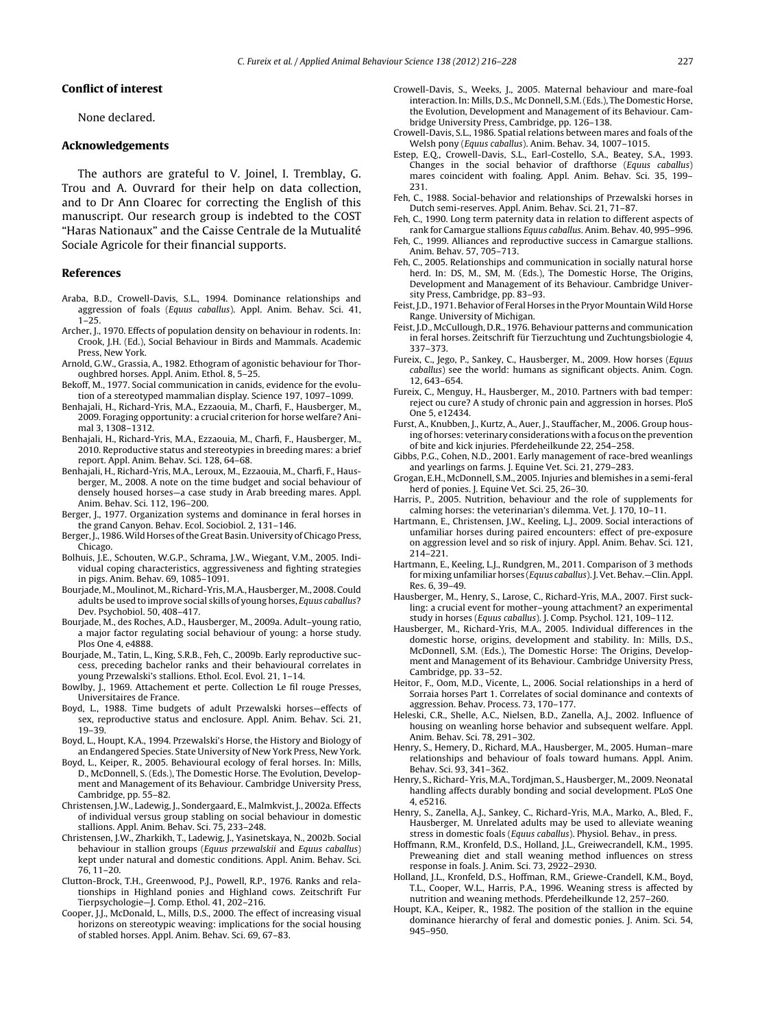## Conflict of interest

None declared.

## Acknowledgements

The authors are grateful to V. Joinel, I. Tremblay, G. Trou and A. Ouvrard for their help on data collection, and to Dr Ann Cloarec for correcting the English of this manuscript. Our research group is indebted to the COST "Haras Nationaux" and the Caisse Centrale de la Mutualité Sociale Agricole for their financial supports.

## References

Araba, B.D., Crowell-Davis, S.L., 1994. Dominance relationships and aggression of foals (*Equus caballus*). Appl. Anim. Behav. Sci. 41, 1–25.

Archer, J., 1970. Effects of population density on behaviour in rodents. In: Crook, J.H. (Ed.), Social Behaviour in Birds and Mammals. Academic Press, New York.

Arnold, G.W., Grassia, A., 1982. Ethogram of agonistic behaviour for Thoroughbred horses. Appl. Anim. Ethol. 8, 5–25.

Bekoff, M., 1977. Social communication in canids, evidence for the evolution of a stereotyped mammalian display. Science 197, 1097–1099.

Benhajali, H., Richard-Yris, M.A., Ezzaouia, M., Charfi, F., Hausberger, M., 2009. Foraging opportunity: a crucial criterion for horse welfare? Animal 3, 1308–1312.

Benhajali, H., Richard-Yris, M.A., Ezzaouia, M., Charfi, F., Hausberger, M., 2010. Reproductive status and stereotypies in breeding mares: a brief report. Appl. Anim. Behav. Sci. 128, 64–68.

Benhajali, H., Richard-Yris, M.A., Leroux, M., Ezzaouia, M., Charfi, F., Hausberger, M., 2008. A note on the time budget and social behaviour of densely housed horses—a case study in Arab breeding mares. Appl. Anim. Behav. Sci. 112, 196–200.

Berger, J., 1977. Organization systems and dominance in feral horses in the grand Canyon. Behav. Ecol. Sociobiol. 2, 131–146.

Berger, J., 1986. Wild Horses of the Great Basin. University of Chicago Press, Chicago.

Bolhuis, J.E., Schouten, W.G.P., Schrama, J.W., Wiegant, V.M., 2005. Individual coping characteristics, aggressiveness and fighting strategies in pigs. Anim. Behav. 69, 1085–1091.

Bourjade, M., Moulinot, M., Richard-Yris, M.A., Hausberger, M., 2008. Could adults be used to improve social skills of young horses, *Equus caballus*? Dev. Psychobiol. 50, 408–417.

Bourjade, M., des Roches, A.D., Hausberger, M., 2009a. Adult–young ratio, a major factor regulating social behaviour of young: a horse study. Plos One 4, e4888.

Bourjade, M., Tatin, L., King, S.R.B., Feh, C., 2009b. Early reproductive success, preceding bachelor ranks and their behavioural correlates in young Przewalski's stallions. Ethol. Ecol. Evol. 21, 1–14.

Bowlby, J., 1969. Attachement et perte. Collection Le fil rouge Presses, Universitaires de France.

Boyd, L., 1988. Time budgets of adult Przewalski horses—effects of sex, reproductive status and enclosure. Appl. Anim. Behav. Sci. 21, 19–39.

Boyd, L., Houpt, K.A., 1994. Przewalski's Horse, the History and Biology of an Endangered Species. State University of New York Press, New York.

Boyd, L., Keiper, R., 2005. Behavioural ecology of feral horses. In: Mills, D., McDonnell, S. (Eds.), The Domestic Horse. The Evolution, Development and Management of its Behaviour. Cambridge University Press, Cambridge, pp. 55–82.

Christensen, J.W., Ladewig, J., Sondergaard, E., Malmkvist, J., 2002a. Effects of individual versus group stabling on social behaviour in domestic stallions. Appl. Anim. Behav. Sci. 75, 233–248.

Christensen, J.W., Zharkikh, T., Ladewig, J., Yasinetskaya, N., 2002b. Social behaviour in stallion groups (*Equus przewalskii* and *Equus caballus*) kept under natural and domestic conditions. Appl. Anim. Behav. Sci. 76, 11–20.

Clutton-Brock, T.H., Greenwood, P.J., Powell, R.P., 1976. Ranks and relationships in Highland ponies and Highland cows. Zeitschrift Fur Tierpsychologie—J. Comp. Ethol. 41, 202–216.

Cooper, J.J., McDonald, L., Mills, D.S., 2000. The effect of increasing visual horizons on stereotypic weaving: implications for the social housing of stabled horses. Appl. Anim. Behav. Sci. 69, 67–83.

Crowell-Davis, S., Weeks, J., 2005. Maternal behaviour and mare-foal interaction. In: Mills, D.S., Mc Donnell, S.M. (Eds.), The Domestic Horse, the Evolution, Development and Management of its Behaviour. Cambridge University Press, Cambridge, pp. 126–138.

Crowell-Davis, S.L., 1986. Spatial relations between mares and foals of the Welsh pony (*Equus caballus*). Anim. Behav. 34, 1007–1015.

Estep, E.Q., Crowell-Davis, S.L., Earl-Costello, S.A., Beatey, S.A., 1993. Changes in the social behavior of drafthorse (*Equus caballus*) mares coincident with foaling. Appl. Anim. Behav. Sci. 35, 199–231.

Feh, C., 1988. Social-behavior and relationships of Przewalski horses in Dutch semi-reserves. Appl. Anim. Behav. Sci. 21, 71–87.

Feh, C., 1990. Long term paternity data in relation to different aspects of rank for Camargue stallions *Equus caballus*. Anim. Behav. 40, 995–996.

Feh, C., 1999. Alliances and reproductive success in Camargue stallions. Anim. Behav. 57, 705–713.

Feh, C., 2005. Relationships and communication in socially natural horse herd. In: DS, M., SM, M. (Eds.), The Domestic Horse, The Origins, Development and Management of its Behaviour. Cambridge University Press, Cambridge, pp. 83–93.

Feist, J.D., 1971. Behavior of Feral Horses in the Pryor Mountain Wild Horse Range. University of Michigan.

Feist, J.D., McCullough, D.R., 1976. Behaviour patterns and communication in feral horses. Zeitschrift für Tierzuchtung und Zuchtungsbiologie 4, 337–373.

Fureix, C., Jego, P., Sankey, C., Hausberger, M., 2009. How horses (*Equus caballus*) see the world: humans as significant objects. Anim. Cogn. 12, 643–654.

Fureix, C., Menguy, H., Hausberger, M., 2010. Partners with bad temper: reject ou cure? A study of chronic pain and aggression in horses. PloS One 5, e12434.

Furst, A., Knubben, J., Kurtz, A., Auer, J., Stauffacher, M., 2006. Group housing of horses: veterinary considerations with a focus on the prevention of bite and kick injuries. Pferdeheilkunde 22, 254–258.

Gibbs, P.G., Cohen, N.D., 2001. Early management of race-bred weanlings and yearlings on farms. J. Equine Vet. Sci. 21, 279–283.

Grogan, E.H., McDonnell, S.M., 2005. Injuries and blemishes in a semi-feral herd of ponies. J. Equine Vet. Sci. 25, 26–30.

Harris, P., 2005. Nutrition, behaviour and the role of supplements for calming horses: the veterinarian's dilemma. Vet. J. 170, 10–11.

Hartmann, E., Christensen, J.W., Keeling, L.J., 2009. Social interactions of unfamiliar horses during paired encounters: effect of pre-exposure on aggression level and so risk of injury. Appl. Anim. Behav. Sci. 121, 214–221.

Hartmann, E., Keeling, L.J., Rundgren, M., 2011. Comparison of 3 methods for mixing unfamiliar horses (*Equus caballus*). J. Vet. Behav.—Clin. Appl. Res. 6, 39–49.

Hausberger, M., Henry, S., Larose, C., Richard-Yris, M.A., 2007. First suckling: a crucial event for mother–young attachment? an experimental study in horses (*Equus caballus*). J. Comp. Psychol. 121, 109–112.

Hausberger, M., Richard-Yris, M.A., 2005. Individual differences in the domestic horse, origins, development and stability. In: Mills, D.S., McDonnell, S.M. (Eds.), The Domestic Horse: The Origins, Development and Management of its Behaviour. Cambridge University Press, Cambridge, pp. 33–52.

Heitor, F., Oom, M.D., Vicente, L., 2006. Social relationships in a herd of Sorraia horses Part 1. Correlates of social dominance and contexts of aggression. Behav. Process. 73, 170–177.

Heleski, C.R., Shelle, A.C., Nielsen, B.D., Zanella, A.J., 2002. Influence of housing on weanling horse behavior and subsequent welfare. Appl. Anim. Behav. Sci. 78, 291–302.

Henry, S., Hemery, D., Richard, M.A., Hausberger, M., 2005. Human–mare relationships and behaviour of foals toward humans. Appl. Anim. Behav. Sci. 93, 341–362.

Henry, S., Richard- Yris, M.A., Tordjman, S., Hausberger, M., 2009. Neonatal handling affects durably bonding and social development. PLoS One 4, e5216.

Henry, S., Zanella, A.J., Sankey, C., Richard-Yris, M.A., Marko, A., Bled, F., Hausberger, M. Unrelated adults may be used to alleviate weaning stress in domestic foals (*Equus caballus*). Physiol. Behav., in press.

Hoffmann, R.M., Kronfeld, D.S., Holland, J.L., Greiwecrandell, K.M., 1995. Preweaning diet and stall weaning method influences on stress response in foals. J. Anim. Sci. 73, 2922–2930.

Holland, J.L., Kronfeld, D.S., Hoffman, R.M., Griewe-Crandell, K.M., Boyd, T.L., Cooper, W.L., Harris, P.A., 1996. Weaning stress is affected by nutrition and weaning methods. Pferdeheilkunde 12, 257–260.

Houpt, K.A., Keiper, R., 1982. The position of the stallion in the equine dominance hierarchy of feral and domestic ponies. J. Anim. Sci. 54, 945–950.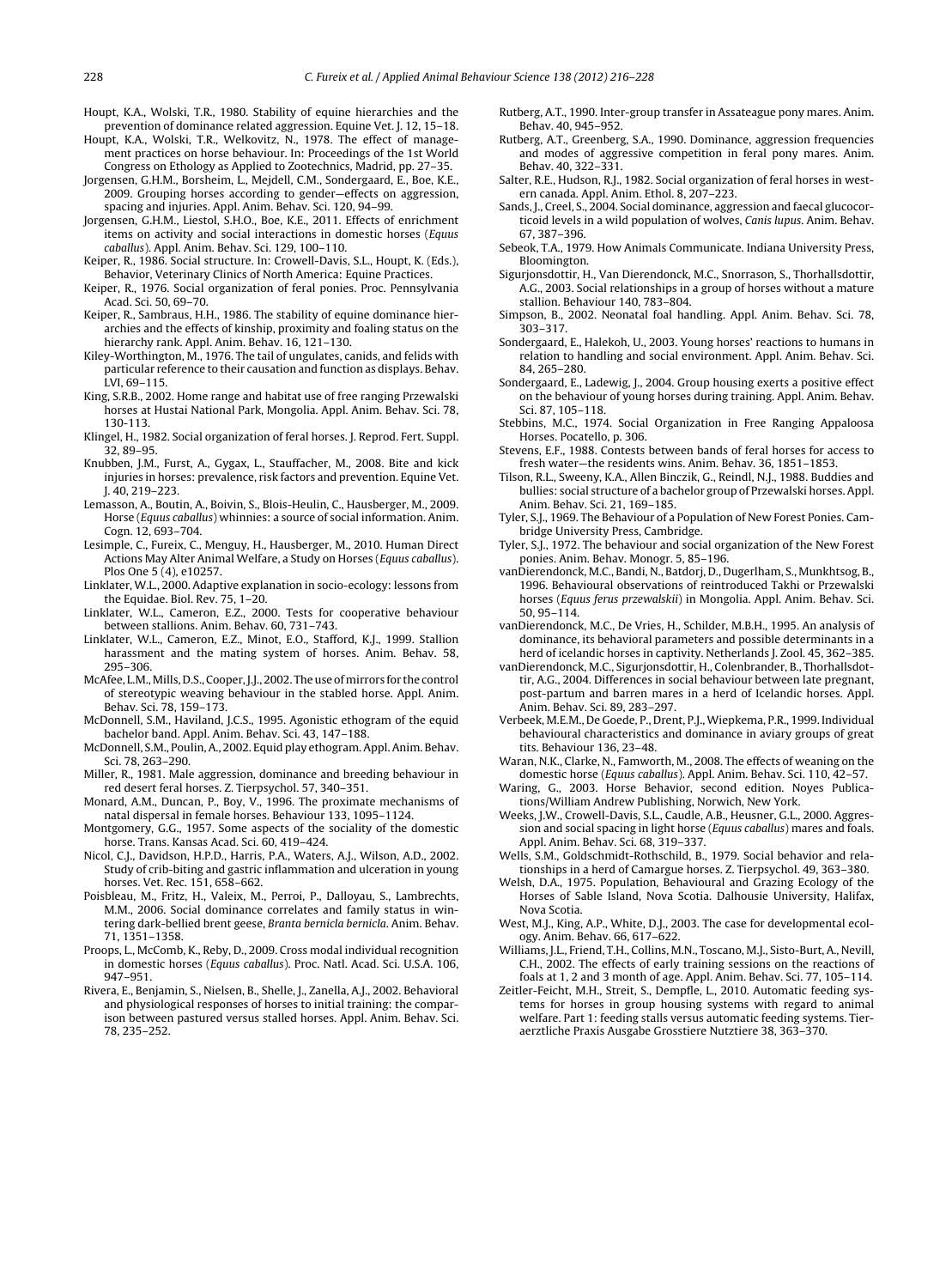Houpt, K.A., Wolski, T.R., 1980. Stability of equine hierarchies and the prevention of dominance related aggression. Equine Vet. J. 12, 15–18.

Houpt, K.A., Wolski, T.R., Welkovitz, N., 1978. The effect of management practices on horse behaviour. In: Proceedings of the 1st World Congress on Ethology as Applied to Zootechnics, Madrid, pp. 27–35.

Jorgensen, G.H.M., Borsheim, L., Mejdell, C.M., Sondergaard, E., Boe, K.E., 2009. Grouping horses according to gender—effects on aggression, spacing and injuries. Appl. Anim. Behav. Sci. 120, 94–99.

Jorgensen, G.H.M., Liestol, S.H.O., Boe, K.E., 2011. Effects of enrichment items on activity and social interactions in domestic horses (*Equus caballus*). Appl. Anim. Behav. Sci. 129, 100–110.

Keiper, R., 1986. Social structure. In: Crowell-Davis, S.L., Houpt, K. (Eds.), Behavior, Veterinary Clinics of North America: Equine Practices.

Keiper, R., 1976. Social organization of feral ponies. Proc. Pennsylvania Acad. Sci. 50, 69–70.

Keiper, R., Sambraus, H.H., 1986. The stability of equine dominance hierarchies and the effects of kinship, proximity and foaling status on the hierarchy rank. Appl. Anim. Behav. 16, 121–130.

Kiley-Worthington, M., 1976. The tail of ungulates, canids, and felids with particular reference to their causation and function as displays. Behav. LVI, 69–115.

King, S.R.B., 2002. Home range and habitat use of free ranging Przewalski horses at Hustai National Park, Mongolia. Appl. Anim. Behav. Sci. 78, 130-113.

Klingel, H., 1982. Social organization of feral horses. J. Reprod. Fert. Suppl. 32, 89–95.

Knubben, J.M., Furst, A., Gygax, L., Stauffacher, M., 2008. Bite and kick injuries in horses: prevalence, risk factors and prevention. Equine Vet. J. 40, 219–223.

Lemasson, A., Boutin, A., Boivin, S., Blois-Heulin, C., Hausberger, M., 2009. Horse (*Equus caballus*) whinnies: a source of social information. Anim. Cogn. 12, 693–704.

Lesimple, C., Fureix, C., Menguy, H., Hausberger, M., 2010. Human Direct Actions May Alter Animal Welfare, a Study on Horses (*Equus caballus*). Plos One 5 (4), e10257.

Linklater, W.L., 2000. Adaptive explanation in socio-ecology: lessons from the Equidae. Biol. Rev. 75, 1–20.

Linklater, W.L., Cameron, E.Z., 2000. Tests for cooperative behaviour between stallions. Anim. Behav. 60, 731–743.

Linklater, W.L., Cameron, E.Z., Minot, E.O., Stafford, K.J., 1999. Stallion harassment and the mating system of horses. Anim. Behav. 58, 295–306.

McAfee, L.M., Mills, D.S., Cooper, J.J., 2002. The use of mirrors for the control of stereotypic weaving behaviour in the stabled horse. Appl. Anim. Behav. Sci. 78, 159–173.

McDonnell, S.M., Haviland, J.C.S., 1995. Agonistic ethogram of the equid bachelor band. Appl. Anim. Behav. Sci. 43, 147–188.

McDonnell, S.M., Poulin, A., 2002. Equid play ethogram. Appl. Anim. Behav. Sci. 78, 263–290.

Miller, R., 1981. Male aggression, dominance and breeding behaviour in red desert feral horses. Z. Tierpsychol. 57, 340–351.

Monard, A.M., Duncan, P., Boy, V., 1996. The proximate mechanisms of natal dispersal in female horses. Behaviour 133, 1095–1124.

Montgomery, G.G., 1957. Some aspects of the sociality of the domestic horse. Trans. Kansas Acad. Sci. 60, 419–424.

Nicol, C.J., Davidson, H.P.D., Harris, P.A., Waters, A.J., Wilson, A.D., 2002. Study of crib-biting and gastric inflammation and ulceration in young horses. Vet. Rec. 151, 658–662.

Poisbleau, M., Fritz, H., Valeix, M., Perroi, P., Dalloyau, S., Lambrechts, M.M., 2006. Social dominance correlates and family status in wintering dark-bellied brent geese, *Branta bernicla bernicla*. Anim. Behav. 71, 1351–1358.

Proops, L., McComb, K., Reby, D., 2009. Cross modal individual recognition in domestic horses (*Equus caballus*). Proc. Natl. Acad. Sci. U.S.A. 106, 947–951.

Rivera, E., Benjamin, S., Nielsen, B., Shelle, J., Zanella, A.J., 2002. Behavioral and physiological responses of horses to initial training: the comparison between pastured versus stalled horses. Appl. Anim. Behav. Sci. 78, 235–252.

Rutberg, A.T., 1990. Inter-group transfer in Assateague pony mares. Anim. Behav. 40, 945–952.

Rutberg, A.T., Greenberg, S.A., 1990. Dominance, aggression frequencies and modes of aggressive competition in feral pony mares. Anim. Behav. 40, 322–331.

Salter, R.E., Hudson, R.J., 1982. Social organization of feral horses in western canada. Appl. Anim. Ethol. 8, 207–223.

Sands, J., Creel, S., 2004. Social dominance, aggression and faecal glucocorticoid levels in a wild population of wolves, *Canis lupus*. Anim. Behav. 67, 387–396.

Sebeok, T.A., 1979. How Animals Communicate. Indiana University Press, Bloomington.

Sigurjonsdottir, H., Van Dierendonck, M.C., Snorrason, S., Thorhallsdottir, A.G., 2003. Social relationships in a group of horses without a mature stallion. Behaviour 140, 783–804.

Simpson, B., 2002. Neonatal foal handling. Appl. Anim. Behav. Sci. 78, 303–317.

Sondergaard, E., Halekoh, U., 2003. Young horses' reactions to humans in relation to handling and social environment. Appl. Anim. Behav. Sci. 84, 265–280.

Sondergaard, E., Ladewig, J., 2004. Group housing exerts a positive effect on the behaviour of young horses during training. Appl. Anim. Behav. Sci. 87, 105–118.

Stebbins, M.C., 1974. Social Organization in Free Ranging Appaloosa Horses. Pocatello, p. 306.

Stevens, E.F., 1988. Contests between bands of feral horses for access to fresh water—the residents wins. Anim. Behav. 36, 1851–1853.

Tilson, R.L., Sweeny, K.A., Allen Binczik, G., Reindl, N.J., 1988. Buddies and bullies: social structure of a bachelor group of Przewalski horses. Appl. Anim. Behav. Sci. 21, 169–185.

Tyler, S.J., 1969. The Behaviour of a Population of New Forest Ponies. Cambridge University Press, Cambridge.

Tyler, S.J., 1972. The behaviour and social organization of the New Forest ponies. Anim. Behav. Monogr. 5, 85–196.

vanDierendonck, M.C., Bandi, N., Batdorj, D., Dugerlham, S., Munkhtsog, B., 1996. Behavioural observations of reintroduced Takhi or Przewalski horses (*Equus ferus przewalskii*) in Mongolia. Appl. Anim. Behav. Sci. 50, 95–114.

vanDierendonck, M.C., De Vries, H., Schilder, M.B.H., 1995. An analysis of dominance, its behavioral parameters and possible determinants in a herd of icelandic horses in captivity. Netherlands J. Zool. 45, 362–385.

vanDierendonck, M.C., Sigurjonsdottir, H., Colenbrander, B., Thorhallsdottir, A.G., 2004. Differences in social behaviour between late pregnant, post-partum and barren mares in a herd of Icelandic horses. Appl. Anim. Behav. Sci. 89, 283–297.

Verbeek, M.E.M., De Goede, P., Drent, P.J., Wiepkema, P.R., 1999. Individual behavioural characteristics and dominance in aviary groups of great tits. Behaviour 136, 23–48.

Waran, N.K., Clarke, N., Famworth, M., 2008. The effects of weaning on the domestic horse (*Equus caballus*). Appl. Anim. Behav. Sci. 110, 42–57.

Waring, G., 2003. Horse Behavior, second edition. Noyes Publications/William Andrew Publishing, Norwich, New York.

Weeks, J.W., Crowell-Davis, S.L., Caudle, A.B., Heusner, G.L., 2000. Aggression and social spacing in light horse (*Equus caballus*) mares and foals. Appl. Anim. Behav. Sci. 68, 319–337.

Wells, S.M., Goldschmidt-Rothschild, B., 1979. Social behavior and relationships in a herd of Camargue horses. Z. Tierpsychol. 49, 363–380.

Welsh, D.A., 1975. Population, Behavioural and Grazing Ecology of the Horses of Sable Island, Nova Scotia. Dalhousie University, Halifax, Nova Scotia.

West, M.J., King, A.P., White, D.J., 2003. The case for developmental ecology. Anim. Behav. 66, 617–622.

Williams, J.L., Friend, T.H., Collins, M.N., Toscano, M.J., Sisto-Burt, A., Nevill, C.H., 2002. The effects of early training sessions on the reactions of foals at 1, 2 and 3 month of age. Appl. Anim. Behav. Sci. 77, 105–114.

Zeitler-Feicht, M.H., Streit, S., Dempfle, L., 2010. Automatic feeding systems for horses in group housing systems with regard to animal welfare. Part 1: feeding stalls versus automatic feeding systems. Tieraerztliche Praxis Ausgabe Grosstiere Nutztiere 38, 363–370.